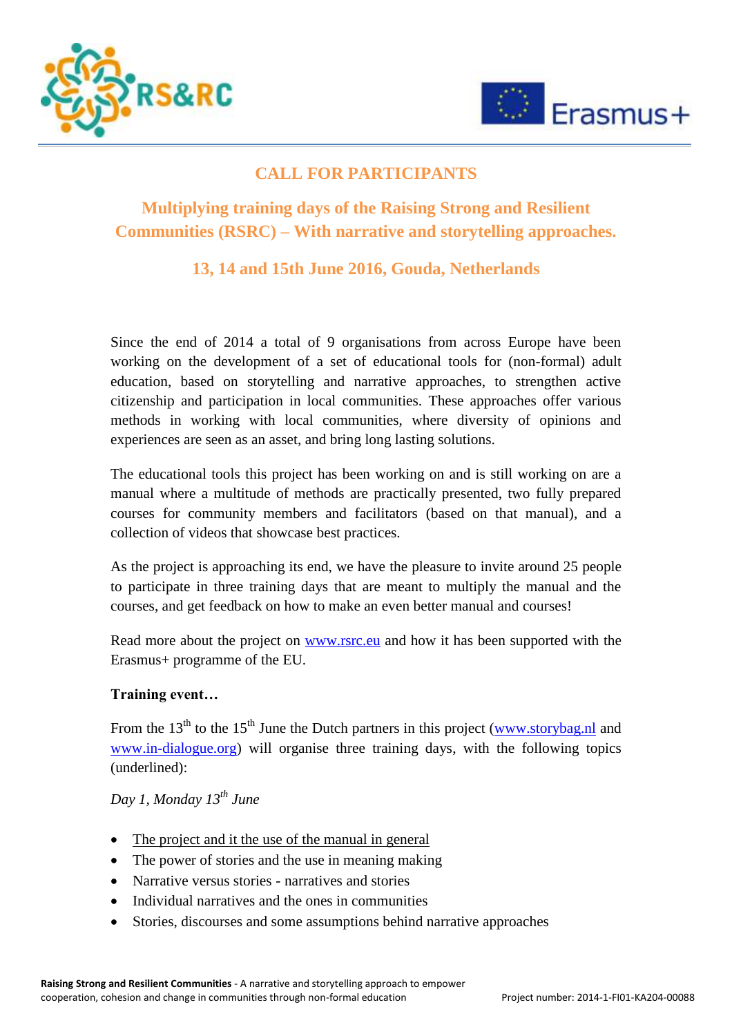# CALL FOR PARTICIPANTS

## Multiplying training days of the Raising Strong and Resilient Communities (RSRC) – With narrative and storytelling approaches.

### 13, 14 and 15th June 2016, Gouda, Netherlands

Since the end of 2014 a total of 9 organisations from across Europe have been working on the development of a set of educational tools for (non-formal) adult education, based on storytelling and narrative approaches, to strengthen active citizenship and participation in local communities. These approaches offer various methods in working with local communities, where diversity of opinions and experiences are seen as an asset, and bring long lasting solutions.

The educational tools this project has been working on and is still working on are a manual where a multitude of methods are practically presented, two fully prepared courses for community members and facilitators (based on that manual), and a collection of videos that showcase best practices.

As the project is approaching its end, we have the pleasure to invite around 25 people to participate in three training days that are meant to multiply the manual and the courses, and get feedback on how to make an even better manual and courses!

Read more about the project on www.rsrc.eu and how it has been supported with the Erasmus+ programme of the EU.

**Training event…**

From the 13th to the 15th June the Dutch partners in this project (www.storybag.nl and www.in-dialogue.org) will organise three training days, with the following topics (underlined):

*Day 1, Monday 13th June*

- <u>The project and it the use of the manual in general</u>
- The power of stories and the use in meaning making
- Narrative versus stories - narratives and stories
- Individual narratives and the ones in communities
- Stories, discourses and some assumptions behind narrative approaches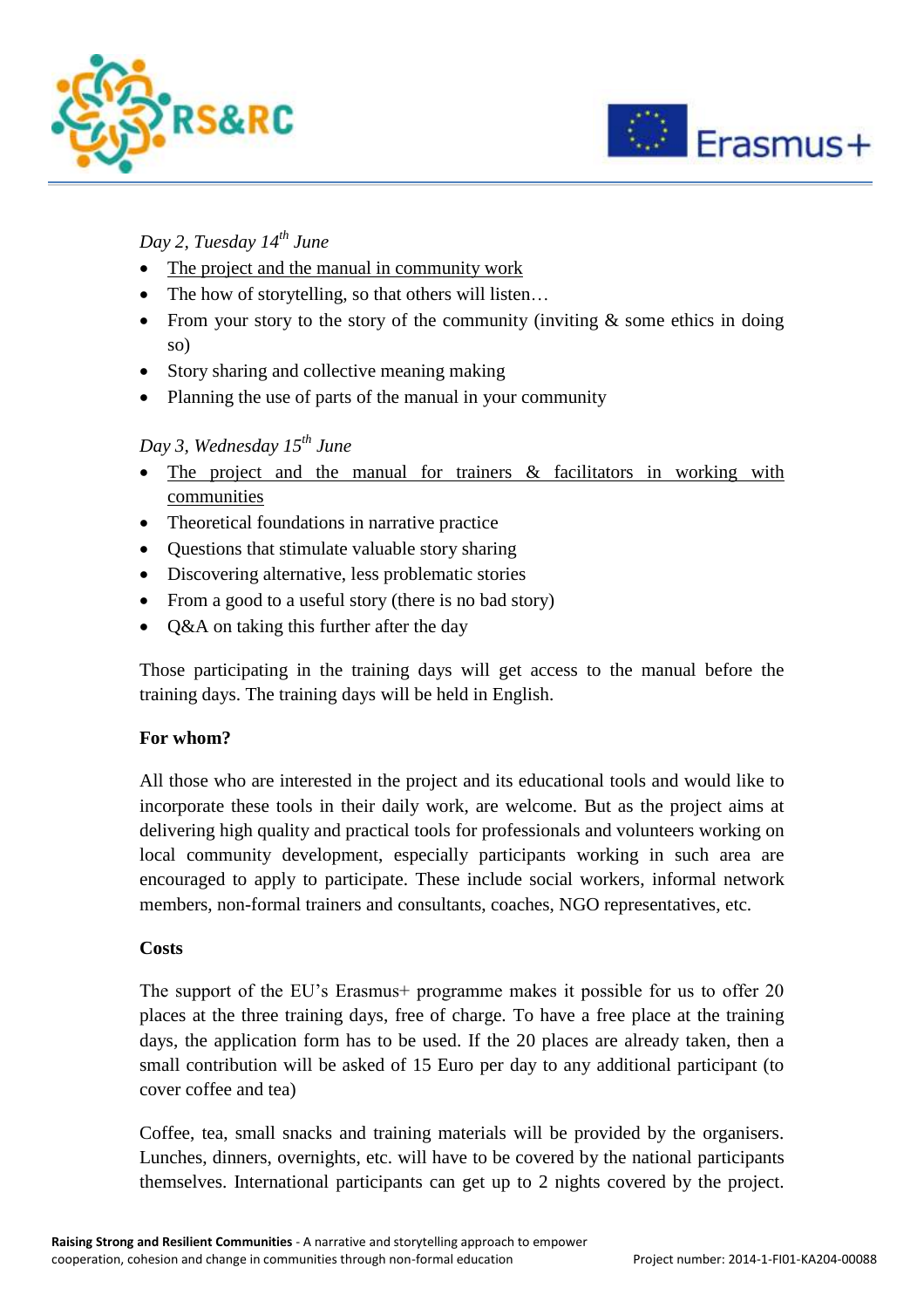*Day 2, Tuesday 14th June*

- The project and the manual in community work
- The how of storytelling, so that others will listen…
- From your story to the story of the community (inviting & some ethics in doing so)
- Story sharing and collective meaning making
- Planning the use of parts of the manual in your community

*Day 3, Wednesday 15th June*

- The project and the manual for trainers & facilitators in working with communities
- Theoretical foundations in narrative practice
- Questions that stimulate valuable story sharing
- Discovering alternative, less problematic stories
- From a good to a useful story (there is no bad story)
- Q&A on taking this further after the day

Those participating in the training days will get access to the manual before the training days. The training days will be held in English.

**For whom?**

All those who are interested in the project and its educational tools and would like to incorporate these tools in their daily work, are welcome. But as the project aims at delivering high quality and practical tools for professionals and volunteers working on local community development, especially participants working in such area are encouraged to apply to participate. These include social workers, informal network members, non-formal trainers and consultants, coaches, NGO representatives, etc.

**Costs**

The support of the EU's Erasmus+ programme makes it possible for us to offer 20 places at the three training days, free of charge. To have a free place at the training days, the application form has to be used. If the 20 places are already taken, then a small contribution will be asked of 15 Euro per day to any additional participant (to cover coffee and tea)

Coffee, tea, small snacks and training materials will be provided by the organisers. Lunches, dinners, overnights, etc. will have to be covered by the national participants themselves. International participants can get up to 2 nights covered by the project.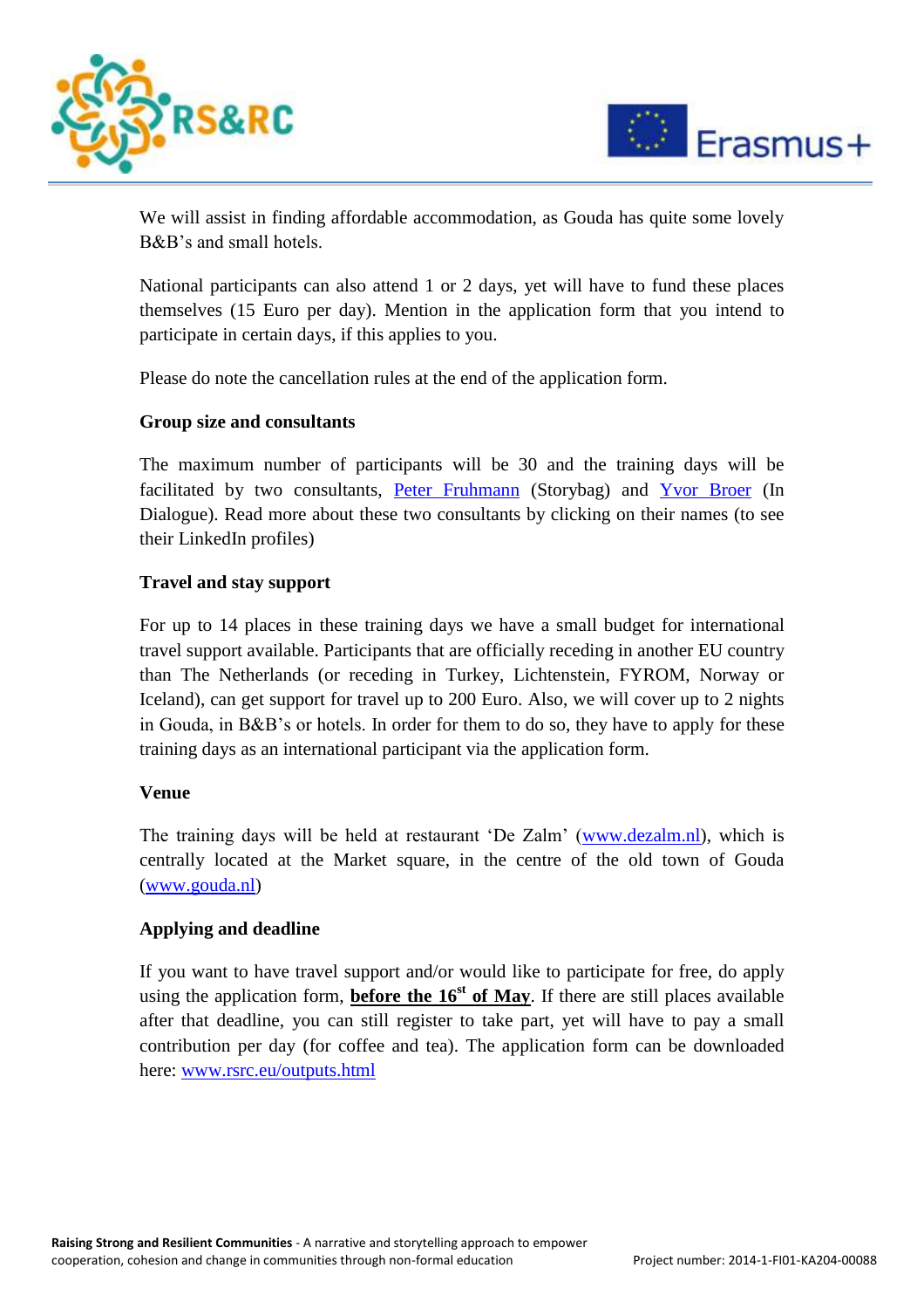We will assist in finding affordable accommodation, as Gouda has quite some lovely B&B's and small hotels.

National participants can also attend 1 or 2 days, yet will have to fund these places themselves (15 Euro per day). Mention in the application form that you intend to participate in certain days, if this applies to you.

Please do note the cancellation rules at the end of the application form.

**Group size and consultants**

The maximum number of participants will be 30 and the training days will be facilitated by two consultants, Peter Fruhmann (Storybag) and Yvor Broer (In Dialogue). Read more about these two consultants by clicking on their names (to see their LinkedIn profiles)

**Travel and stay support**

For up to 14 places in these training days we have a small budget for international travel support available. Participants that are officially receding in another EU country than The Netherlands (or receding in Turkey, Lichtenstein, FYROM, Norway or Iceland), can get support for travel up to 200 Euro. Also, we will cover up to 2 nights in Gouda, in B&B's or hotels. In order for them to do so, they have to apply for these training days as an international participant via the application form.

**Venue**

The training days will be held at restaurant 'De Zalm' (www.dezalm.nl), which is centrally located at the Market square, in the centre of the old town of Gouda (www.gouda.nl)

**Applying and deadline**

If you want to have travel support and/or would like to participate for free, do apply using the application form, **before the 16st of May**. If there are still places available after that deadline, you can still register to take part, yet will have to pay a small contribution per day (for coffee and tea). The application form can be downloaded here: www.rsrc.eu/outputs.html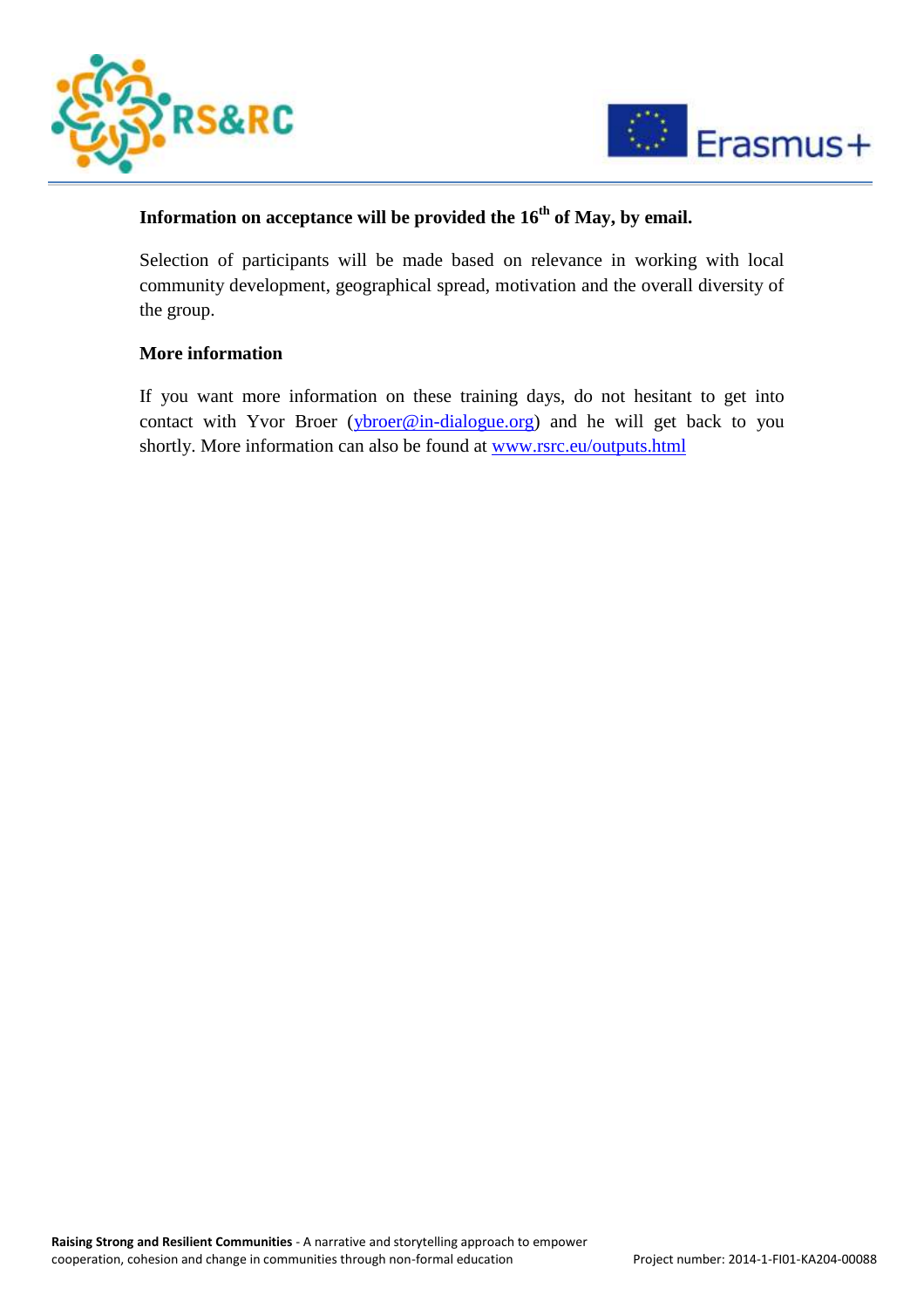**Information on acceptance will be provided the 16th of May, by email.**

Selection of participants will be made based on relevance in working with local community development, geographical spread, motivation and the overall diversity of the group.

**More information**

If you want more information on these training days, do not hesitant to get into contact with Yvor Broer (ybroer@in-dialogue.org) and he will get back to you shortly. More information can also be found at www.rsrc.eu/outputs.html